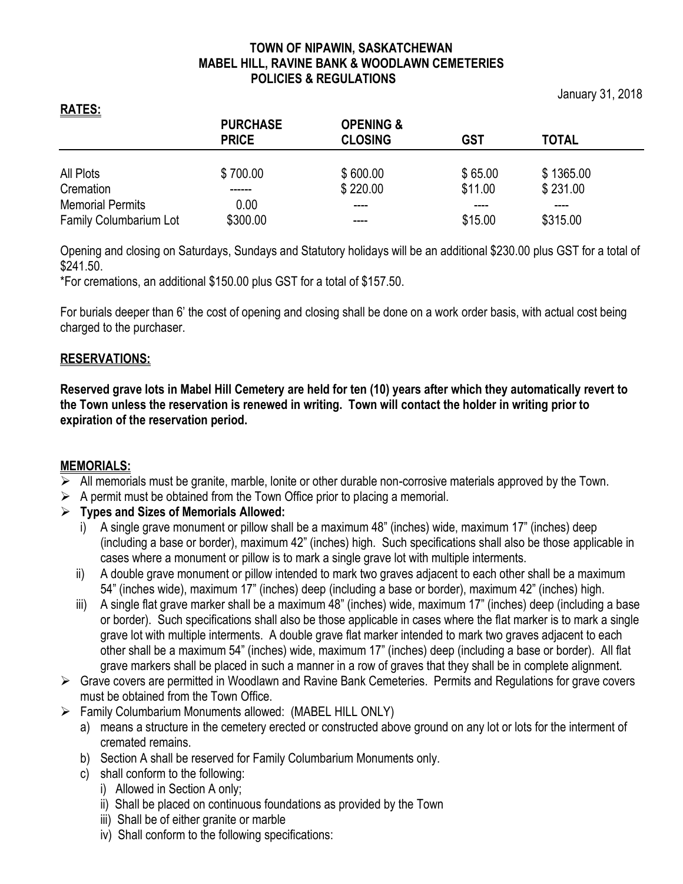**TOWN OF NIPAWIN, SASKATCHEWAN**
**MABEL HILL, RAVINE BANK & WOODLAWN CEMETERIES**
**POLICIES & REGULATIONS**

January 31, 2018

## RATES:

| | PURCHASE PRICE | OPENING & CLOSING | GST | TOTAL |
|---|---|---|---|---|
| All Plots | $ 700.00 | $ 600.00 | $ 65.00 | $ 1365.00 |
| Cremation | ------ | $ 220.00 | $11.00 | $ 231.00 |
| Memorial Permits | 0.00 | ---- | ---- | ---- |
| Family Columbarium Lot | $300.00 | ---- | $15.00 | $315.00 |

Opening and closing on Saturdays, Sundays and Statutory holidays will be an additional $230.00 plus GST for a total of $241.50.

*For cremations, an additional $150.00 plus GST for a total of $157.50.

For burials deeper than 6' the cost of opening and closing shall be done on a work order basis, with actual cost being charged to the purchaser.

## RESERVATIONS:

**Reserved grave lots in Mabel Hill Cemetery are held for ten (10) years after which they automatically revert to the Town unless the reservation is renewed in writing. Town will contact the holder in writing prior to expiration of the reservation period.**

## MEMORIALS:

- All memorials must be granite, marble, Ionite or other durable non-corrosive materials approved by the Town.
- A permit must be obtained from the Town Office prior to placing a memorial.
- **Types and Sizes of Memorials Allowed:**
  - i) A single grave monument or pillow shall be a maximum 48" (inches) wide, maximum 17" (inches) deep (including a base or border), maximum 42" (inches) high. Such specifications shall also be those applicable in cases where a monument or pillow is to mark a single grave lot with multiple interments.
  - ii) A double grave monument or pillow intended to mark two graves adjacent to each other shall be a maximum 54" (inches wide), maximum 17" (inches) deep (including a base or border), maximum 42" (inches) high.
  - iii) A single flat grave marker shall be a maximum 48" (inches) wide, maximum 17" (inches) deep (including a base or border). Such specifications shall also be those applicable in cases where the flat marker is to mark a single grave lot with multiple interments. A double grave flat marker intended to mark two graves adjacent to each other shall be a maximum 54" (inches) wide, maximum 17" (inches) deep (including a base or border). All flat grave markers shall be placed in such a manner in a row of graves that they shall be in complete alignment.
- Grave covers are permitted in Woodlawn and Ravine Bank Cemeteries. Permits and Regulations for grave covers must be obtained from the Town Office.
- Family Columbarium Monuments allowed: (MABEL HILL ONLY)
  - a) means a structure in the cemetery erected or constructed above ground on any lot or lots for the interment of cremated remains.
  - b) Section A shall be reserved for Family Columbarium Monuments only.
  - c) shall conform to the following:
    - i) Allowed in Section A only;
    - ii) Shall be placed on continuous foundations as provided by the Town
    - iii) Shall be of either granite or marble
    - iv) Shall conform to the following specifications: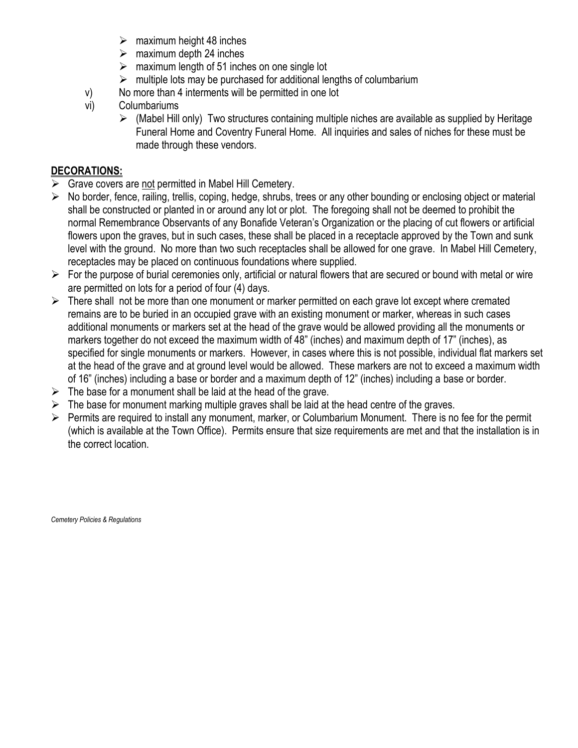- maximum height 48 inches
- maximum depth 24 inches
- maximum length of 51 inches on one single lot
- multiple lots may be purchased for additional lengths of columbarium

v) No more than 4 interments will be permitted in one lot

vi) Columbariums

- (Mabel Hill only) Two structures containing multiple niches are available as supplied by Heritage Funeral Home and Coventry Funeral Home. All inquiries and sales of niches for these must be made through these vendors.

## DECORATIONS:

- Grave covers are not permitted in Mabel Hill Cemetery.
- No border, fence, railing, trellis, coping, hedge, shrubs, trees or any other bounding or enclosing object or material shall be constructed or planted in or around any lot or plot. The foregoing shall not be deemed to prohibit the normal Remembrance Observants of any Bonafide Veteran's Organization or the placing of cut flowers or artificial flowers upon the graves, but in such cases, these shall be placed in a receptacle approved by the Town and sunk level with the ground. No more than two such receptacles shall be allowed for one grave. In Mabel Hill Cemetery, receptacles may be placed on continuous foundations where supplied.
- For the purpose of burial ceremonies only, artificial or natural flowers that are secured or bound with metal or wire are permitted on lots for a period of four (4) days.
- There shall not be more than one monument or marker permitted on each grave lot except where cremated remains are to be buried in an occupied grave with an existing monument or marker, whereas in such cases additional monuments or markers set at the head of the grave would be allowed providing all the monuments or markers together do not exceed the maximum width of 48" (inches) and maximum depth of 17" (inches), as specified for single monuments or markers. However, in cases where this is not possible, individual flat markers set at the head of the grave and at ground level would be allowed. These markers are not to exceed a maximum width of 16" (inches) including a base or border and a maximum depth of 12" (inches) including a base or border.
- The base for a monument shall be laid at the head of the grave.
- The base for monument marking multiple graves shall be laid at the head centre of the graves.
- Permits are required to install any monument, marker, or Columbarium Monument. There is no fee for the permit (which is available at the Town Office). Permits ensure that size requirements are met and that the installation is in the correct location.